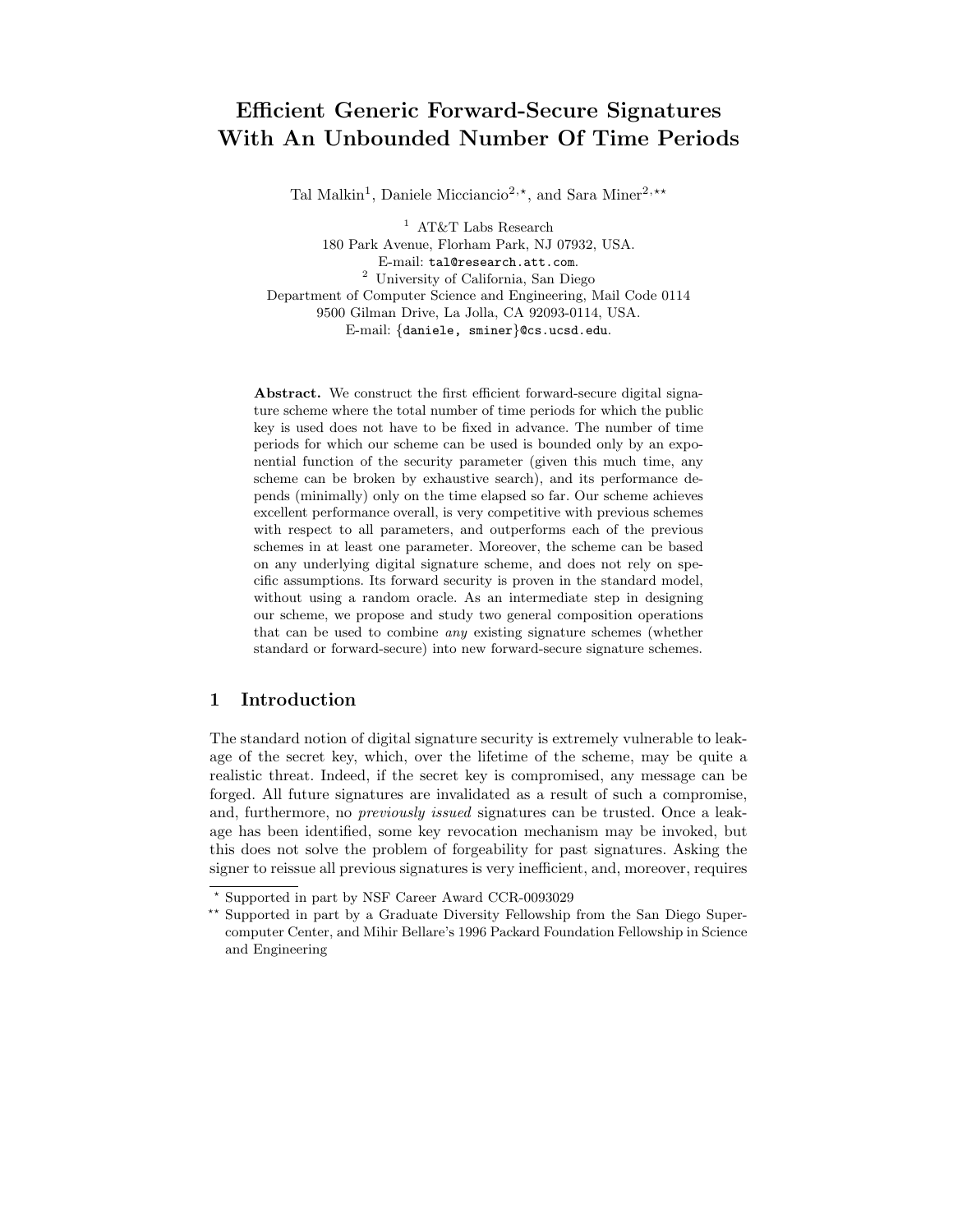# Efficient Generic Forward-Secure Signatures With An Unbounded Number Of Time Periods

Tal Malkin[1], Daniele Micciancio[2,⋆], and Sara Miner[2,⋆⋆]

[1] AT&T Labs Research
180 Park Avenue, Florham Park, NJ 07932, USA.
E-mail: tal@research.att.com.

[2] University of California, San Diego
Department of Computer Science and Engineering, Mail Code 0114
9500 Gilman Drive, La Jolla, CA 92093-0114, USA.
E-mail: {daniele, sminer}@cs.ucsd.edu.

**Abstract.** We construct the first efficient forward-secure digital signature scheme where the total number of time periods for which the public key is used does not have to be fixed in advance. The number of time periods for which our scheme can be used is bounded only by an exponential function of the security parameter (given this much time, any scheme can be broken by exhaustive search), and its performance depends (minimally) only on the time elapsed so far. Our scheme achieves excellent performance overall, is very competitive with previous schemes with respect to all parameters, and outperforms each of the previous schemes in at least one parameter. Moreover, the scheme can be based on any underlying digital signature scheme, and does not rely on specific assumptions. Its forward security is proven in the standard model, without using a random oracle. As an intermediate step in designing our scheme, we propose and study two general composition operations that can be used to combine *any* existing signature schemes (whether standard or forward-secure) into new forward-secure signature schemes.

## 1 Introduction

The standard notion of digital signature security is extremely vulnerable to leakage of the secret key, which, over the lifetime of the scheme, may be quite a realistic threat. Indeed, if the secret key is compromised, any message can be forged. All future signatures are invalidated as a result of such a compromise, and, furthermore, no *previously issued* signatures can be trusted. Once a leakage has been identified, some key revocation mechanism may be invoked, but this does not solve the problem of forgeability for past signatures. Asking the signer to reissue all previous signatures is very inefficient, and, moreover, requires

---

⋆ Supported in part by NSF Career Award CCR-0093029

⋆⋆ Supported in part by a Graduate Diversity Fellowship from the San Diego Supercomputer Center, and Mihir Bellare's 1996 Packard Foundation Fellowship in Science and Engineering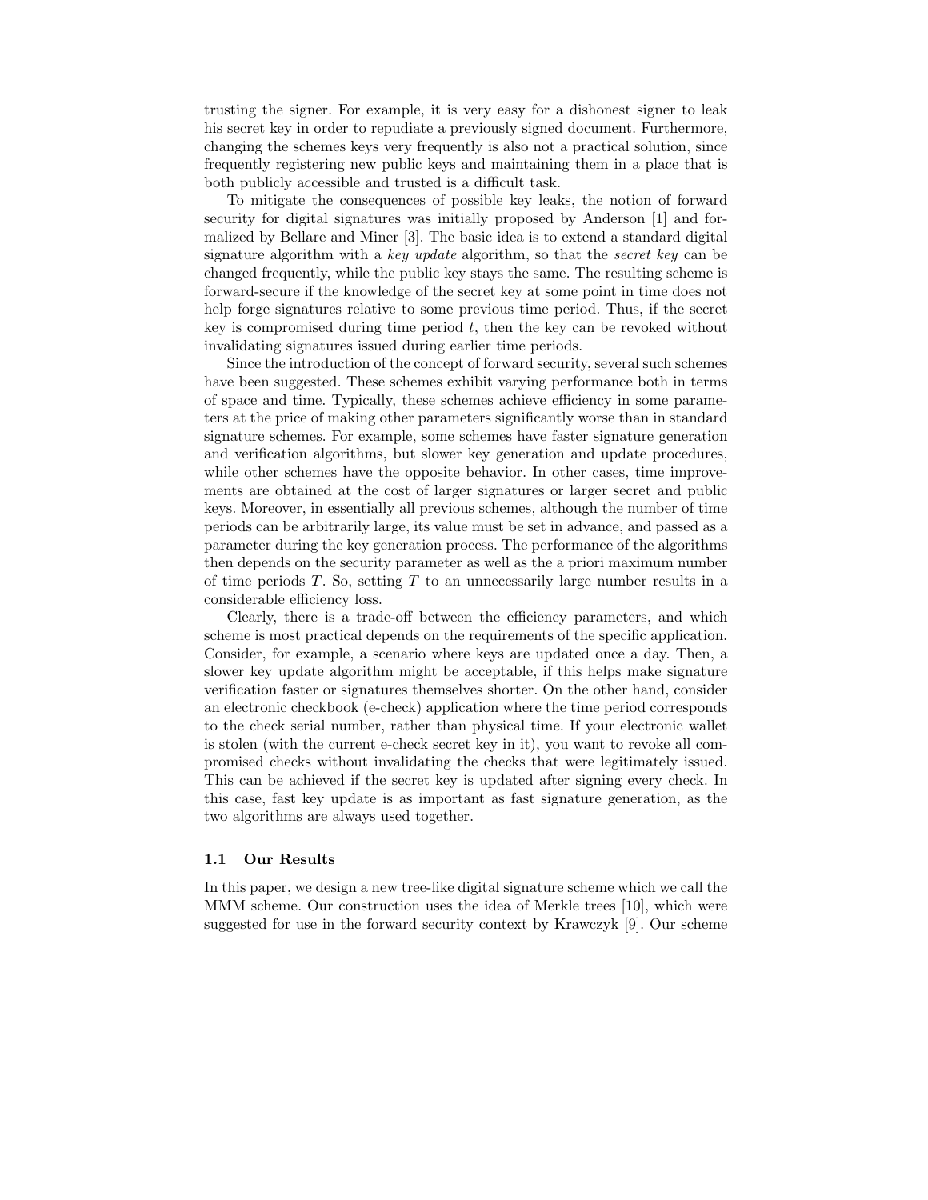trusting the signer. For example, it is very easy for a dishonest signer to leak his secret key in order to repudiate a previously signed document. Furthermore, changing the schemes keys very frequently is also not a practical solution, since frequently registering new public keys and maintaining them in a place that is both publicly accessible and trusted is a difficult task.

To mitigate the consequences of possible key leaks, the notion of forward security for digital signatures was initially proposed by Anderson [1] and formalized by Bellare and Miner [3]. The basic idea is to extend a standard digital signature algorithm with a *key update* algorithm, so that the *secret key* can be changed frequently, while the public key stays the same. The resulting scheme is forward-secure if the knowledge of the secret key at some point in time does not help forge signatures relative to some previous time period. Thus, if the secret key is compromised during time period $t$, then the key can be revoked without invalidating signatures issued during earlier time periods.

Since the introduction of the concept of forward security, several such schemes have been suggested. These schemes exhibit varying performance both in terms of space and time. Typically, these schemes achieve efficiency in some parameters at the price of making other parameters significantly worse than in standard signature schemes. For example, some schemes have faster signature generation and verification algorithms, but slower key generation and update procedures, while other schemes have the opposite behavior. In other cases, time improvements are obtained at the cost of larger signatures or larger secret and public keys. Moreover, in essentially all previous schemes, although the number of time periods can be arbitrarily large, its value must be set in advance, and passed as a parameter during the key generation process. The performance of the algorithms then depends on the security parameter as well as the a priori maximum number of time periods $T$. So, setting $T$ to an unnecessarily large number results in a considerable efficiency loss.

Clearly, there is a trade-off between the efficiency parameters, and which scheme is most practical depends on the requirements of the specific application. Consider, for example, a scenario where keys are updated once a day. Then, a slower key update algorithm might be acceptable, if this helps make signature verification faster or signatures themselves shorter. On the other hand, consider an electronic checkbook (e-check) application where the time period corresponds to the check serial number, rather than physical time. If your electronic wallet is stolen (with the current e-check secret key in it), you want to revoke all compromised checks without invalidating the checks that were legitimately issued. This can be achieved if the secret key is updated after signing every check. In this case, fast key update is as important as fast signature generation, as the two algorithms are always used together.

### 1.1 Our Results

In this paper, we design a new tree-like digital signature scheme which we call the MMM scheme. Our construction uses the idea of Merkle trees [10], which were suggested for use in the forward security context by Krawczyk [9]. Our scheme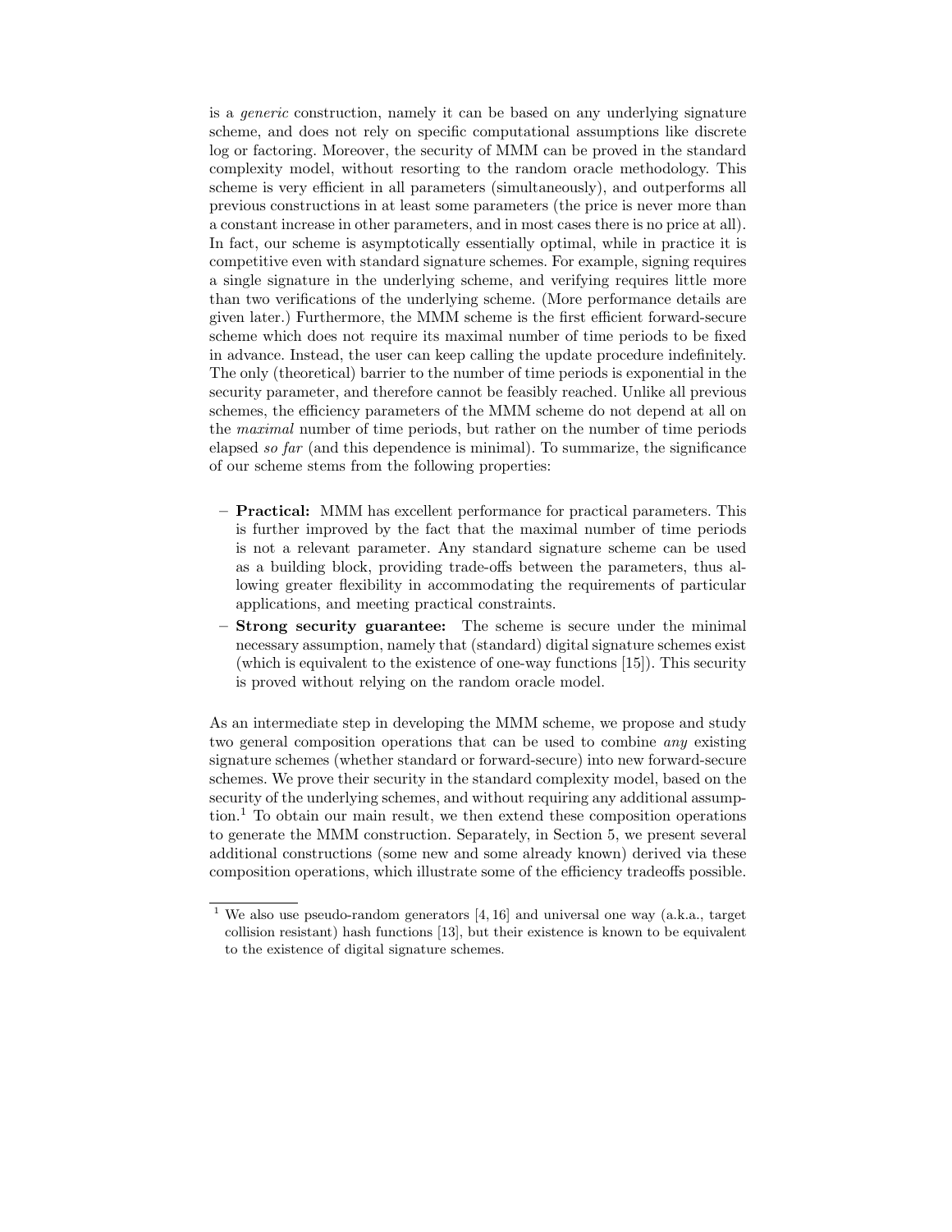is a *generic* construction, namely it can be based on any underlying signature scheme, and does not rely on specific computational assumptions like discrete log or factoring. Moreover, the security of MMM can be proved in the standard complexity model, without resorting to the random oracle methodology. This scheme is very efficient in all parameters (simultaneously), and outperforms all previous constructions in at least some parameters (the price is never more than a constant increase in other parameters, and in most cases there is no price at all). In fact, our scheme is asymptotically essentially optimal, while in practice it is competitive even with standard signature schemes. For example, signing requires a single signature in the underlying scheme, and verifying requires little more than two verifications of the underlying scheme. (More performance details are given later.) Furthermore, the MMM scheme is the first efficient forward-secure scheme which does not require its maximal number of time periods to be fixed in advance. Instead, the user can keep calling the update procedure indefinitely. The only (theoretical) barrier to the number of time periods is exponential in the security parameter, and therefore cannot be feasibly reached. Unlike all previous schemes, the efficiency parameters of the MMM scheme do not depend at all on the *maximal* number of time periods, but rather on the number of time periods elapsed *so far* (and this dependence is minimal). To summarize, the significance of our scheme stems from the following properties:

- **Practical:** MMM has excellent performance for practical parameters. This is further improved by the fact that the maximal number of time periods is not a relevant parameter. Any standard signature scheme can be used as a building block, providing trade-offs between the parameters, thus allowing greater flexibility in accommodating the requirements of particular applications, and meeting practical constraints.
- **Strong security guarantee:** The scheme is secure under the minimal necessary assumption, namely that (standard) digital signature schemes exist (which is equivalent to the existence of one-way functions [15]). This security is proved without relying on the random oracle model.

As an intermediate step in developing the MMM scheme, we propose and study two general composition operations that can be used to combine *any* existing signature schemes (whether standard or forward-secure) into new forward-secure schemes. We prove their security in the standard complexity model, based on the security of the underlying schemes, and without requiring any additional assumption.[1] To obtain our main result, we then extend these composition operations to generate the MMM construction. Separately, in Section 5, we present several additional constructions (some new and some already known) derived via these composition operations, which illustrate some of the efficiency tradeoffs possible.

[1] We also use pseudo-random generators [4, 16] and universal one way (a.k.a., target collision resistant) hash functions [13], but their existence is known to be equivalent to the existence of digital signature schemes.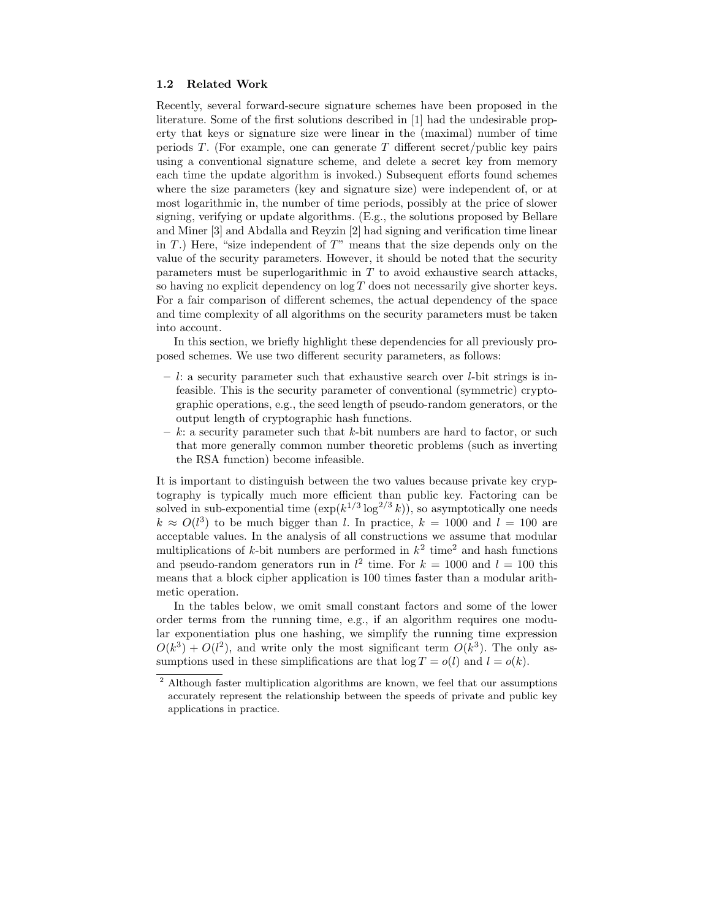### 1.2 Related Work

Recently, several forward-secure signature schemes have been proposed in the literature. Some of the first solutions described in [1] had the undesirable property that keys or signature size were linear in the (maximal) number of time periods $T$. (For example, one can generate $T$ different secret/public key pairs using a conventional signature scheme, and delete a secret key from memory each time the update algorithm is invoked.) Subsequent efforts found schemes where the size parameters (key and signature size) were independent of, or at most logarithmic in, the number of time periods, possibly at the price of slower signing, verifying or update algorithms. (E.g., the solutions proposed by Bellare and Miner [3] and Abdalla and Reyzin [2] had signing and verification time linear in $T$.) Here, "size independent of $T$" means that the size depends only on the value of the security parameters. However, it should be noted that the security parameters must be superlogarithmic in $T$ to avoid exhaustive search attacks, so having no explicit dependency on $\log T$ does not necessarily give shorter keys. For a fair comparison of different schemes, the actual dependency of the space and time complexity of all algorithms on the security parameters must be taken into account.

In this section, we briefly highlight these dependencies for all previously proposed schemes. We use two different security parameters, as follows:

- $l$: a security parameter such that exhaustive search over $l$-bit strings is infeasible. This is the security parameter of conventional (symmetric) cryptographic operations, e.g., the seed length of pseudo-random generators, or the output length of cryptographic hash functions.
- $k$: a security parameter such that $k$-bit numbers are hard to factor, or such that more generally common number theoretic problems (such as inverting the RSA function) become infeasible.

It is important to distinguish between the two values because private key cryptography is typically much more efficient than public key. Factoring can be solved in sub-exponential time ($\exp(k^{1/3} \log^{2/3} k)$), so asymptotically one needs $k \approx O(l^3)$ to be much bigger than $l$. In practice, $k = 1000$ and $l = 100$ are acceptable values. In the analysis of all constructions we assume that modular multiplications of $k$-bit numbers are performed in $k^2$ time[2] and hash functions and pseudo-random generators run in $l^2$ time. For $k = 1000$ and $l = 100$ this means that a block cipher application is 100 times faster than a modular arithmetic operation.

In the tables below, we omit small constant factors and some of the lower order terms from the running time, e.g., if an algorithm requires one modular exponentiation plus one hashing, we simplify the running time expression $O(k^3) + O(l^2)$, and write only the most significant term $O(k^3)$. The only assumptions used in these simplifications are that $\log T = o(l)$ and $l = o(k)$.

---

[2] Although faster multiplication algorithms are known, we feel that our assumptions accurately represent the relationship between the speeds of private and public key applications in practice.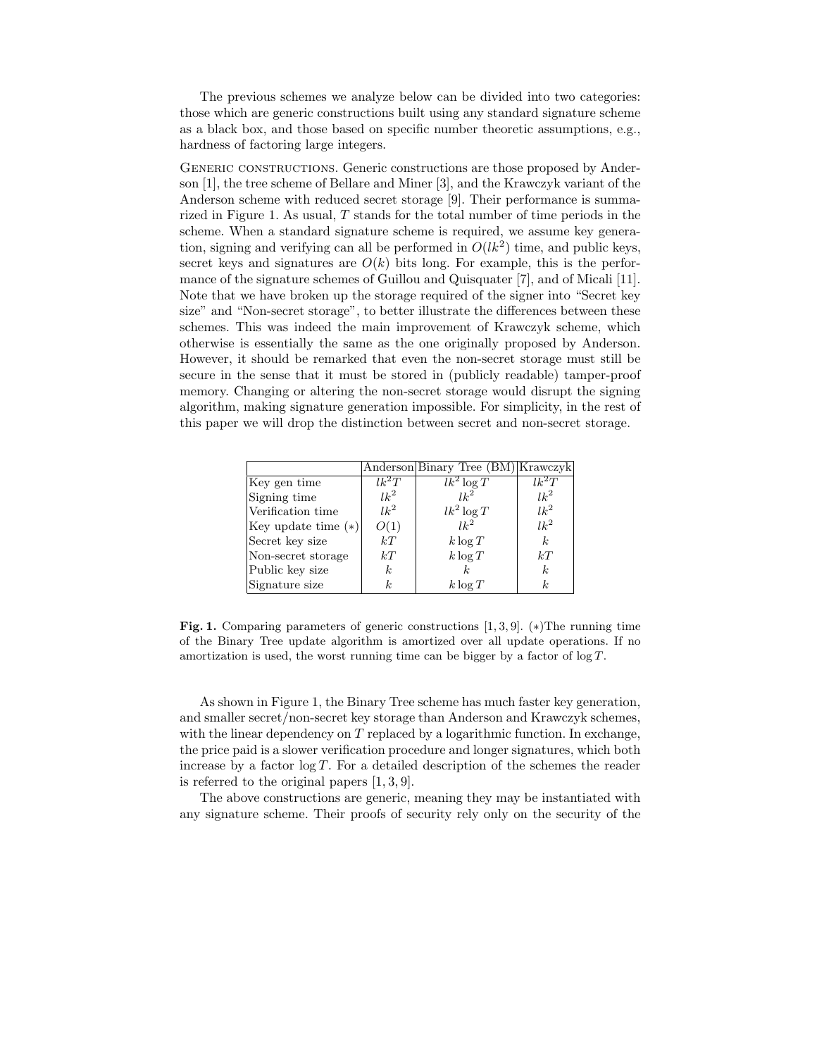The previous schemes we analyze below can be divided into two categories: those which are generic constructions built using any standard signature scheme as a black box, and those based on specific number theoretic assumptions, e.g., hardness of factoring large integers.

Generic constructions. Generic constructions are those proposed by Anderson [1], the tree scheme of Bellare and Miner [3], and the Krawczyk variant of the Anderson scheme with reduced secret storage [9]. Their performance is summarized in Figure 1. As usual, $T$ stands for the total number of time periods in the scheme. When a standard signature scheme is required, we assume key generation, signing and verifying can all be performed in $O(lk^2)$ time, and public keys, secret keys and signatures are $O(k)$ bits long. For example, this is the performance of the signature schemes of Guillou and Quisquater [7], and of Micali [11]. Note that we have broken up the storage required of the signer into "Secret key size" and "Non-secret storage", to better illustrate the differences between these schemes. This was indeed the main improvement of Krawczyk scheme, which otherwise is essentially the same as the one originally proposed by Anderson. However, it should be remarked that even the non-secret storage must still be secure in the sense that it must be stored in (publicly readable) tamper-proof memory. Changing or altering the non-secret storage would disrupt the signing algorithm, making signature generation impossible. For simplicity, in the rest of this paper we will drop the distinction between secret and non-secret storage.

| | Anderson | Binary Tree (BM) | Krawczyk |
|---|---|---|---|
| Key gen time | $lk^2T$ | $lk^2 \log T$ | $lk^2T$ |
| Signing time | $lk^2$ | $lk^2$ | $lk^2$ |
| Verification time | $lk^2$ | $lk^2 \log T$ | $lk^2$ |
| Key update time $(*)$ | $O(1)$ | $lk^2$ | $lk^2$ |
| Secret key size | $kT$ | $k \log T$ | $k$ |
| Non-secret storage | $kT$ | $k \log T$ | $kT$ |
| Public key size | $k$ | $k$ | $k$ |
| Signature size | $k$ | $k \log T$ | $k$ |

**Fig. 1.** Comparing parameters of generic constructions [1, 3, 9]. $(*)$The running time of the Binary Tree update algorithm is amortized over all update operations. If no amortization is used, the worst running time can be bigger by a factor of $\log T$.

As shown in Figure 1, the Binary Tree scheme has much faster key generation, and smaller secret/non-secret key storage than Anderson and Krawczyk schemes, with the linear dependency on $T$ replaced by a logarithmic function. In exchange, the price paid is a slower verification procedure and longer signatures, which both increase by a factor $\log T$. For a detailed description of the schemes the reader is referred to the original papers [1, 3, 9].

The above constructions are generic, meaning they may be instantiated with any signature scheme. Their proofs of security rely only on the security of the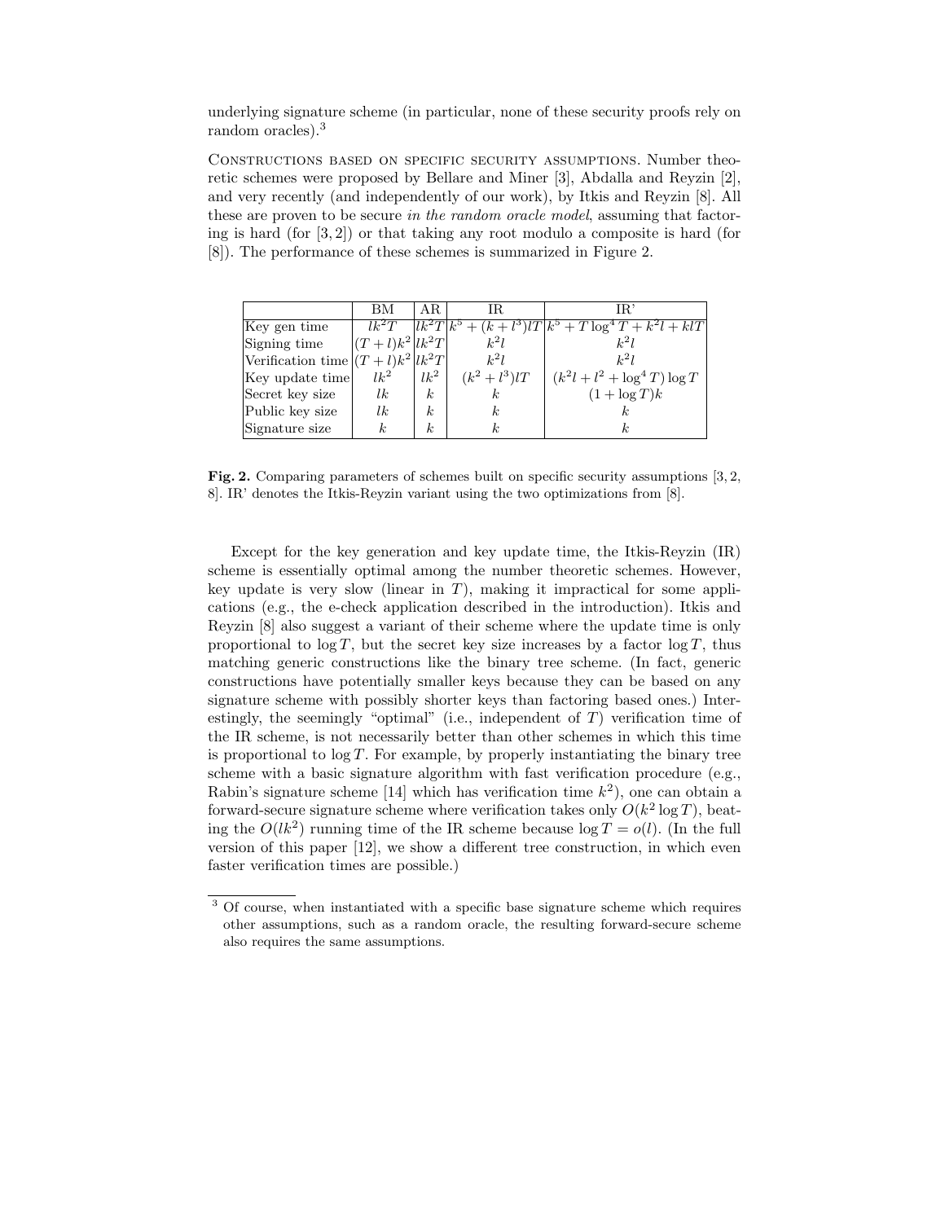underlying signature scheme (in particular, none of these security proofs rely on random oracles).[3]

CONSTRUCTIONS BASED ON SPECIFIC SECURITY ASSUMPTIONS. Number theoretic schemes were proposed by Bellare and Miner [3], Abdalla and Reyzin [2], and very recently (and independently of our work), by Itkis and Reyzin [8]. All these are proven to be secure *in the random oracle model*, assuming that factoring is hard (for [3, 2]) or that taking any root modulo a composite is hard (for [8]). The performance of these schemes is summarized in Figure 2.

| | BM | AR | IR | IR' |
|---|---|---|---|---|
| Key gen time | $lk^2T$ | $lk^2T$ | $k^5 + (k + l^3)lT$ | $k^5 + T\log^4 T + k^2l + klT$ |
| Signing time | $(T + l)k^2$ | $lk^2T$ | $k^2l$ | $k^2l$ |
| Verification time | $(T + l)k^2$ | $lk^2T$ | $k^2l$ | $k^2l$ |
| Key update time | $lk^2$ | $lk^2$ | $(k^2 + l^3)lT$ | $(k^2l + l^2 + \log^4 T)\log T$ |
| Secret key size | $lk$ | $k$ | $k$ | $(1 + \log T)k$ |
| Public key size | $lk$ | $k$ | $k$ | $k$ |
| Signature size | $k$ | $k$ | $k$ | $k$ |

**Fig. 2.** Comparing parameters of schemes built on specific security assumptions [3, 2, 8]. IR' denotes the Itkis-Reyzin variant using the two optimizations from [8].

Except for the key generation and key update time, the Itkis-Reyzin (IR) scheme is essentially optimal among the number theoretic schemes. However, key update is very slow (linear in $T$), making it impractical for some applications (e.g., the e-check application described in the introduction). Itkis and Reyzin [8] also suggest a variant of their scheme where the update time is only proportional to $\log T$, but the secret key size increases by a factor $\log T$, thus matching generic constructions like the binary tree scheme. (In fact, generic constructions have potentially smaller keys because they can be based on any signature scheme with possibly shorter keys than factoring based ones.) Interestingly, the seemingly "optimal" (i.e., independent of $T$) verification time of the IR scheme, is not necessarily better than other schemes in which this time is proportional to $\log T$. For example, by properly instantiating the binary tree scheme with a basic signature algorithm with fast verification procedure (e.g., Rabin's signature scheme [14] which has verification time $k^2$), one can obtain a forward-secure signature scheme where verification takes only $O(k^2 \log T)$, beating the $O(lk^2)$ running time of the IR scheme because $\log T = o(l)$. (In the full version of this paper [12], we show a different tree construction, in which even faster verification times are possible.)

[3] Of course, when instantiated with a specific base signature scheme which requires other assumptions, such as a random oracle, the resulting forward-secure scheme also requires the same assumptions.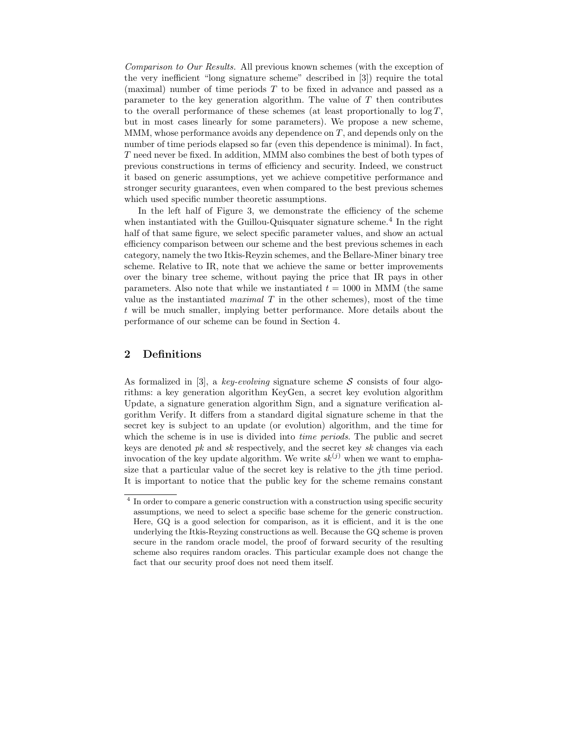*Comparison to Our Results.* All previous known schemes (with the exception of the very inefficient "long signature scheme" described in [3]) require the total (maximal) number of time periods $T$ to be fixed in advance and passed as a parameter to the key generation algorithm. The value of $T$ then contributes to the overall performance of these schemes (at least proportionally to $\log T$, but in most cases linearly for some parameters). We propose a new scheme, MMM, whose performance avoids any dependence on $T$, and depends only on the number of time periods elapsed so far (even this dependence is minimal). In fact, $T$ need never be fixed. In addition, MMM also combines the best of both types of previous constructions in terms of efficiency and security. Indeed, we construct it based on generic assumptions, yet we achieve competitive performance and stronger security guarantees, even when compared to the best previous schemes which used specific number theoretic assumptions.

In the left half of Figure 3, we demonstrate the efficiency of the scheme when instantiated with the Guillou-Quisquater signature scheme.[4] In the right half of that same figure, we select specific parameter values, and show an actual efficiency comparison between our scheme and the best previous schemes in each category, namely the two Itkis-Reyzin schemes, and the Bellare-Miner binary tree scheme. Relative to IR, note that we achieve the same or better improvements over the binary tree scheme, without paying the price that IR pays in other parameters. Also note that while we instantiated $t = 1000$ in MMM (the same value as the instantiated *maximal* $T$ in the other schemes), most of the time $t$ will be much smaller, implying better performance. More details about the performance of our scheme can be found in Section 4.

## 2 Definitions

As formalized in [3], a *key-evolving* signature scheme $\mathcal{S}$ consists of four algorithms: a key generation algorithm KeyGen, a secret key evolution algorithm Update, a signature generation algorithm Sign, and a signature verification algorithm Verify. It differs from a standard digital signature scheme in that the secret key is subject to an update (or evolution) algorithm, and the time for which the scheme is in use is divided into *time periods*. The public and secret keys are denoted *pk* and *sk* respectively, and the secret key *sk* changes via each invocation of the key update algorithm. We write $sk^{(j)}$ when we want to emphasize that a particular value of the secret key is relative to the $j$th time period. It is important to notice that the public key for the scheme remains constant

[4] In order to compare a generic construction with a construction using specific security assumptions, we need to select a specific base scheme for the generic construction. Here, GQ is a good selection for comparison, as it is efficient, and it is the one underlying the Itkis-Reyzing constructions as well. Because the GQ scheme is proven secure in the random oracle model, the proof of forward security of the resulting scheme also requires random oracles. This particular example does not change the fact that our security proof does not need them itself.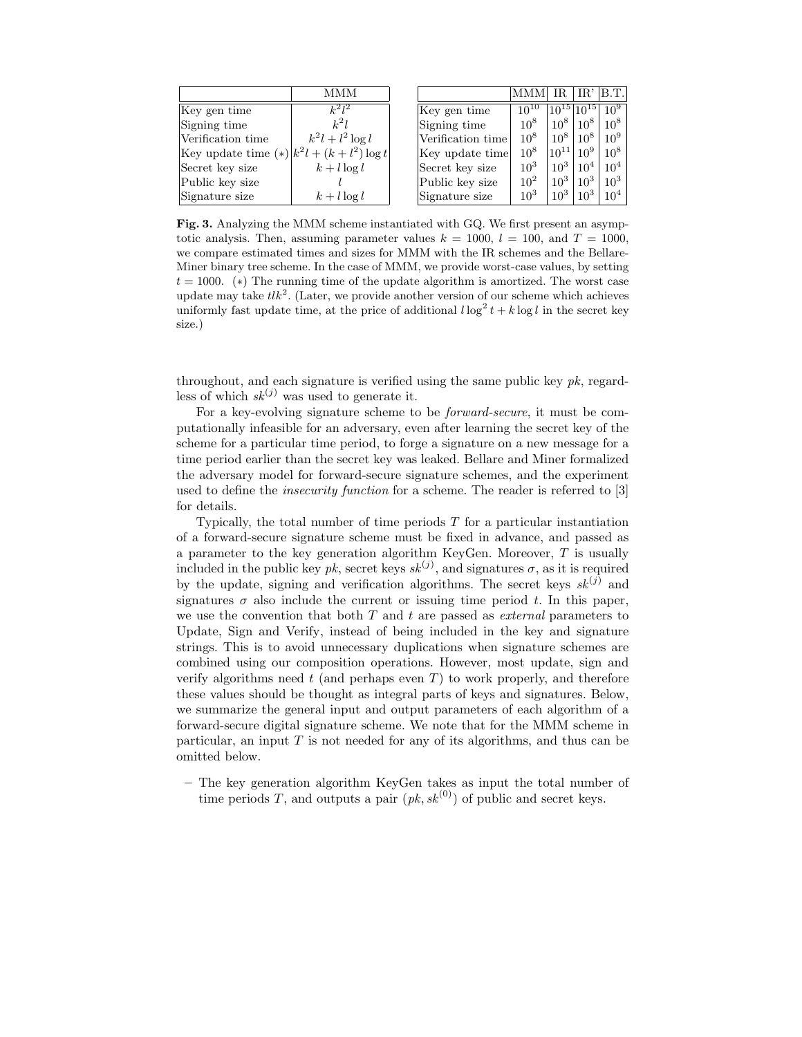| | MMM |
|---|---|
| Key gen time | $k^2l^2$ |
| Signing time | $k^2l$ |
| Verification time | $k^2l + l^2 \log l$ |
| Key update time (∗) | $k^2l + (k + l^2) \log t$ |
| Secret key size | $k + l \log l$ |
| Public key size | $l$ |
| Signature size | $k + l \log l$ |

| | MMM | IR | IR' | B.T. |
|---|---|---|---|---|
| Key gen time | $10^{10}$ | $10^{15}$ | $10^{15}$ | $10^{9}$ |
| Signing time | $10^{8}$ | $10^{8}$ | $10^{8}$ | $10^{8}$ |
| Verification time | $10^{8}$ | $10^{8}$ | $10^{8}$ | $10^{9}$ |
| Key update time | $10^{8}$ | $10^{11}$ | $10^{9}$ | $10^{8}$ |
| Secret key size | $10^{3}$ | $10^{3}$ | $10^{4}$ | $10^{4}$ |
| Public key size | $10^{2}$ | $10^{3}$ | $10^{3}$ | $10^{3}$ |
| Signature size | $10^{3}$ | $10^{3}$ | $10^{3}$ | $10^{4}$ |

**Fig. 3.** Analyzing the MMM scheme instantiated with GQ. We first present an asymptotic analysis. Then, assuming parameter values $k = 1000$, $l = 100$, and $T = 1000$, we compare estimated times and sizes for MMM with the IR schemes and the Bellare-Miner binary tree scheme. In the case of MMM, we provide worst-case values, by setting $t = 1000$. (∗) The running time of the update algorithm is amortized. The worst case update may take $tlk^2$. (Later, we provide another version of our scheme which achieves uniformly fast update time, at the price of additional $l \log^2 t + k \log l$ in the secret key size.)

throughout, and each signature is verified using the same public key $pk$, regardless of which $sk^{(j)}$ was used to generate it.

For a key-evolving signature scheme to be *forward-secure*, it must be computationally infeasible for an adversary, even after learning the secret key of the scheme for a particular time period, to forge a signature on a new message for a time period earlier than the secret key was leaked. Bellare and Miner formalized the adversary model for forward-secure signature schemes, and the experiment used to define the *insecurity function* for a scheme. The reader is referred to [3] for details.

Typically, the total number of time periods $T$ for a particular instantiation of a forward-secure signature scheme must be fixed in advance, and passed as a parameter to the key generation algorithm KeyGen. Moreover, $T$ is usually included in the public key $pk$, secret keys $sk^{(j)}$, and signatures $\sigma$, as it is required by the update, signing and verification algorithms. The secret keys $sk^{(j)}$ and signatures $\sigma$ also include the current or issuing time period $t$. In this paper, we use the convention that both $T$ and $t$ are passed as *external* parameters to Update, Sign and Verify, instead of being included in the key and signature strings. This is to avoid unnecessary duplications when signature schemes are combined using our composition operations. However, most update, sign and verify algorithms need $t$ (and perhaps even $T$) to work properly, and therefore these values should be thought as integral parts of keys and signatures. Below, we summarize the general input and output parameters of each algorithm of a forward-secure digital signature scheme. We note that for the MMM scheme in particular, an input $T$ is not needed for any of its algorithms, and thus can be omitted below.

– The key generation algorithm KeyGen takes as input the total number of time periods $T$, and outputs a pair $(pk, sk^{(0)})$ of public and secret keys.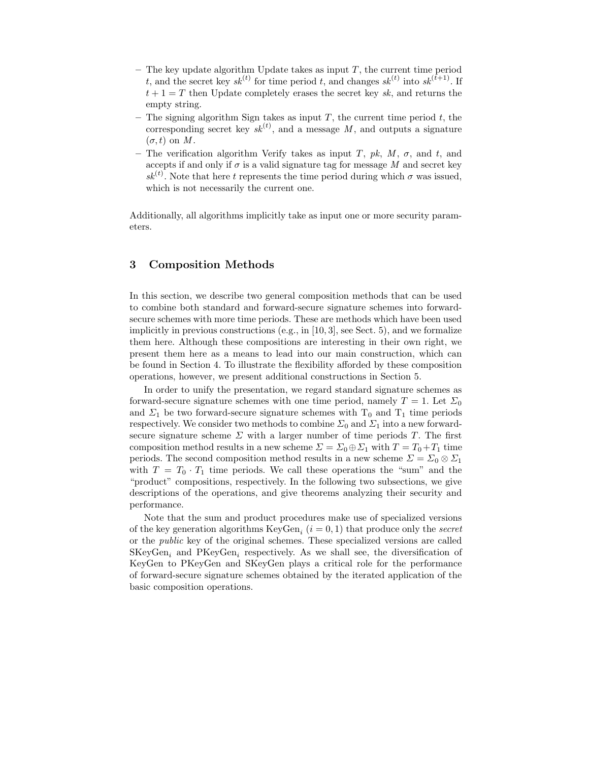- The key update algorithm Update takes as input $T$, the current time period $t$, and the secret key $sk^{(t)}$ for time period $t$, and changes $sk^{(t)}$ into $sk^{(t+1)}$. If $t+1 = T$ then Update completely erases the secret key $sk$, and returns the empty string.
- The signing algorithm Sign takes as input $T$, the current time period $t$, the corresponding secret key $sk^{(t)}$, and a message $M$, and outputs a signature $(\sigma, t)$ on $M$.
- The verification algorithm Verify takes as input $T$, $pk$, $M$, $\sigma$, and $t$, and accepts if and only if $\sigma$ is a valid signature tag for message $M$ and secret key $sk^{(t)}$. Note that here $t$ represents the time period during which $\sigma$ was issued, which is not necessarily the current one.

Additionally, all algorithms implicitly take as input one or more security parameters.

## 3 Composition Methods

In this section, we describe two general composition methods that can be used to combine both standard and forward-secure signature schemes into forward-secure schemes with more time periods. These are methods which have been used implicitly in previous constructions (e.g., in [10, 3], see Sect. 5), and we formalize them here. Although these compositions are interesting in their own right, we present them here as a means to lead into our main construction, which can be found in Section 4. To illustrate the flexibility afforded by these composition operations, however, we present additional constructions in Section 5.

In order to unify the presentation, we regard standard signature schemes as forward-secure signature schemes with one time period, namely $T = 1$. Let $\Sigma_0$ and $\Sigma_1$ be two forward-secure signature schemes with $\mathrm{T}_0$ and $\mathrm{T}_1$ time periods respectively. We consider two methods to combine $\Sigma_0$ and $\Sigma_1$ into a new forward-secure signature scheme $\Sigma$ with a larger number of time periods $T$. The first composition method results in a new scheme $\Sigma = \Sigma_0 \oplus \Sigma_1$ with $T = T_0 + T_1$ time periods. The second composition method results in a new scheme $\Sigma = \Sigma_0 \otimes \Sigma_1$ with $T = T_0 \cdot T_1$ time periods. We call these operations the "sum" and the "product" compositions, respectively. In the following two subsections, we give descriptions of the operations, and give theorems analyzing their security and performance.

Note that the sum and product procedures make use of specialized versions of the key generation algorithms $\mathrm{KeyGen}_i$ ($i = 0, 1$) that produce only the *secret* or the *public* key of the original schemes. These specialized versions are called $\mathrm{SKeyGen}_i$ and $\mathrm{PKeyGen}_i$ respectively. As we shall see, the diversification of KeyGen to PKeyGen and SKeyGen plays a critical role for the performance of forward-secure signature schemes obtained by the iterated application of the basic composition operations.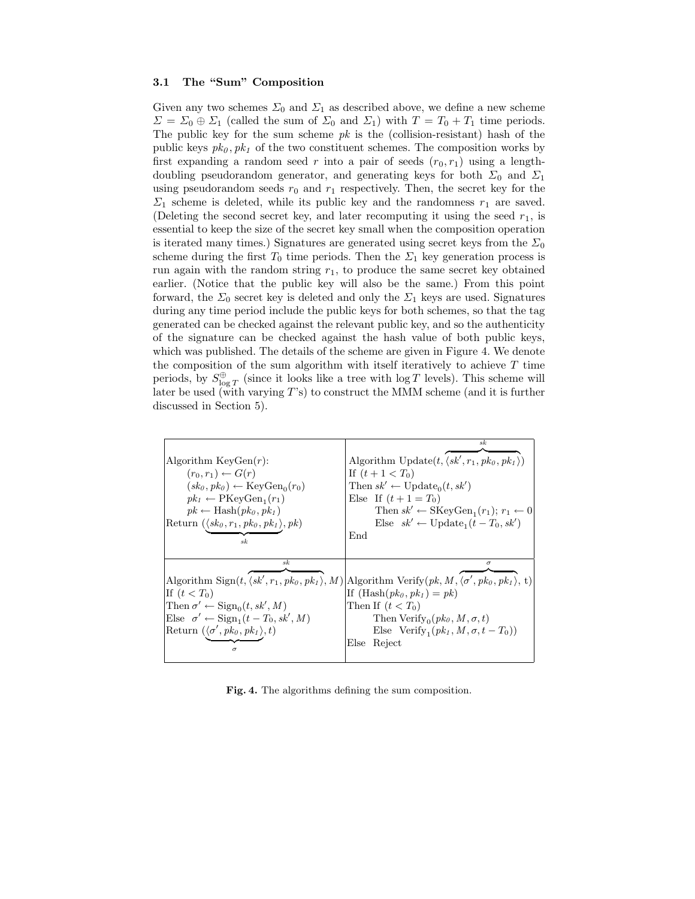### 3.1 The "Sum" Composition

Given any two schemes $\Sigma_0$ and $\Sigma_1$ as described above, we define a new scheme $\Sigma = \Sigma_0 \oplus \Sigma_1$ (called the sum of $\Sigma_0$ and $\Sigma_1$) with $T = T_0 + T_1$ time periods. The public key for the sum scheme $pk$ is the (collision-resistant) hash of the public keys $pk_0, pk_1$ of the two constituent schemes. The composition works by first expanding a random seed $r$ into a pair of seeds $(r_0, r_1)$ using a length-doubling pseudorandom generator, and generating keys for both $\Sigma_0$ and $\Sigma_1$ using pseudorandom seeds $r_0$ and $r_1$ respectively. Then, the secret key for the $\Sigma_1$ scheme is deleted, while its public key and the randomness $r_1$ are saved. (Deleting the second secret key, and later recomputing it using the seed $r_1$, is essential to keep the size of the secret key small when the composition operation is iterated many times.) Signatures are generated using secret keys from the $\Sigma_0$ scheme during the first $T_0$ time periods. Then the $\Sigma_1$ key generation process is run again with the random string $r_1$, to produce the same secret key obtained earlier. (Notice that the public key will also be the same.) From this point forward, the $\Sigma_0$ secret key is deleted and only the $\Sigma_1$ keys are used. Signatures during any time period include the public keys for both schemes, so that the tag generated can be checked against the relevant public key, and so the authenticity of the signature can be checked against the hash value of both public keys, which was published. The details of the scheme are given in Figure 4. We denote the composition of the sum algorithm with itself iteratively to achieve $T$ time periods, by $S^{\oplus}_{\log T}$ (since it looks like a tree with $\log T$ levels). This scheme will later be used (with varying $T$'s) to construct the MMM scheme (and it is further discussed in Section 5).

| | |
|---|---|
| Algorithm KeyGen($r$):<br>$(r_0, r_1) \leftarrow G(r)$<br>$(sk_0, pk_0) \leftarrow \text{KeyGen}_0(r_0)$<br>$pk_1 \leftarrow \text{PKeyGen}_1(r_1)$<br>$pk \leftarrow \text{Hash}(pk_0, pk_1)$<br>Return $(\underbrace{\langle sk_0, r_1, pk_0, pk_1 \rangle}_{sk}, pk)$ | Algorithm Update$(t, \overbrace{\langle sk', r_1, pk_0, pk_1 \rangle}^{sk})$<br>If $(t+1 < T_0)$<br>Then $sk' \leftarrow \text{Update}_0(t, sk')$<br>Else If $(t+1 = T_0)$<br>Then $sk' \leftarrow \text{SKeyGen}_1(r_1)$; $r_1 \leftarrow 0$<br>Else $sk' \leftarrow \text{Update}_1(t - T_0, sk')$<br>End |
| Algorithm Sign$(t, \overbrace{\langle sk', r_1, pk_0, pk_1 \rangle}^{sk}, M)$<br>If $(t < T_0)$<br>Then $\sigma' \leftarrow \text{Sign}_0(t, sk', M)$<br>Else $\sigma' \leftarrow \text{Sign}_1(t - T_0, sk', M)$<br>Return $(\underbrace{\langle \sigma', pk_0, pk_1 \rangle}_{\sigma}, t)$ | Algorithm Verify$(pk, M, \overbrace{\langle \sigma', pk_0, pk_1 \rangle}^{\sigma}, t)$<br>If $(\text{Hash}(pk_0, pk_1) = pk)$<br>Then If $(t < T_0)$<br>Then $\text{Verify}_0(pk_0, M, \sigma, t)$<br>Else $\text{Verify}_1(pk_1, M, \sigma, t - T_0))$<br>Else Reject |

**Fig. 4.** The algorithms defining the sum composition.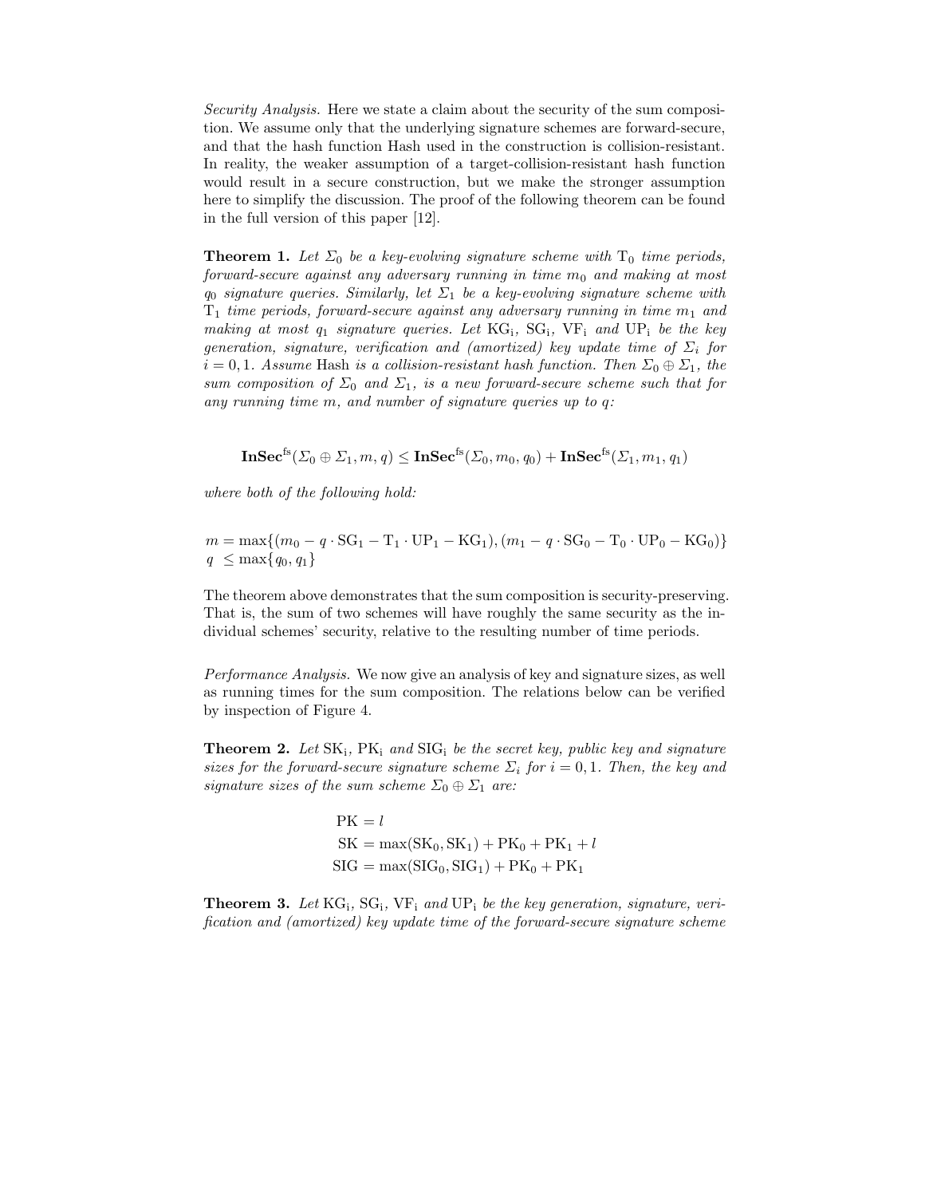*Security Analysis.* Here we state a claim about the security of the sum composition. We assume only that the underlying signature schemes are forward-secure, and that the hash function Hash used in the construction is collision-resistant. In reality, the weaker assumption of a target-collision-resistant hash function would result in a secure construction, but we make the stronger assumption here to simplify the discussion. The proof of the following theorem can be found in the full version of this paper [12].

**Theorem 1.** *Let $\Sigma_0$ be a key-evolving signature scheme with $\mathrm{T}_0$ time periods, forward-secure against any adversary running in time $m_0$ and making at most $q_0$ signature queries. Similarly, let $\Sigma_1$ be a key-evolving signature scheme with $\mathrm{T}_1$ time periods, forward-secure against any adversary running in time $m_1$ and making at most $q_1$ signature queries. Let $\mathrm{KG_i}$, $\mathrm{SG_i}$, $\mathrm{VF_i}$ and $\mathrm{UP_i}$ be the key generation, signature, verification and (amortized) key update time of $\Sigma_i$ for $i = 0, 1$. Assume* Hash *is a collision-resistant hash function. Then $\Sigma_0 \oplus \Sigma_1$, the sum composition of $\Sigma_0$ and $\Sigma_1$, is a new forward-secure scheme such that for any running time $m$, and number of signature queries up to $q$:*

$$\mathbf{InSec}^{\mathrm{fs}}(\Sigma_0 \oplus \Sigma_1, m, q) \leq \mathbf{InSec}^{\mathrm{fs}}(\Sigma_0, m_0, q_0) + \mathbf{InSec}^{\mathrm{fs}}(\Sigma_1, m_1, q_1)$$

*where both of the following hold:*

$$m = \max\{(m_0 - q \cdot \mathrm{SG}_1 - \mathrm{T}_1 \cdot \mathrm{UP}_1 - \mathrm{KG}_1), (m_1 - q \cdot \mathrm{SG}_0 - \mathrm{T}_0 \cdot \mathrm{UP}_0 - \mathrm{KG}_0)\}$$
$$q \leq \max\{q_0, q_1\}$$

The theorem above demonstrates that the sum composition is security-preserving. That is, the sum of two schemes will have roughly the same security as the individual schemes' security, relative to the resulting number of time periods.

*Performance Analysis.* We now give an analysis of key and signature sizes, as well as running times for the sum composition. The relations below can be verified by inspection of Figure 4.

**Theorem 2.** *Let $\mathrm{SK_i}$, $\mathrm{PK_i}$ and $\mathrm{SIG_i}$ be the secret key, public key and signature sizes for the forward-secure signature scheme $\Sigma_i$ for $i = 0, 1$. Then, the key and signature sizes of the sum scheme $\Sigma_0 \oplus \Sigma_1$ are:*

$$\mathrm{PK} = l$$
$$\mathrm{SK} = \max(\mathrm{SK}_0, \mathrm{SK}_1) + \mathrm{PK}_0 + \mathrm{PK}_1 + l$$
$$\mathrm{SIG} = \max(\mathrm{SIG}_0, \mathrm{SIG}_1) + \mathrm{PK}_0 + \mathrm{PK}_1$$

**Theorem 3.** *Let $\mathrm{KG_i}$, $\mathrm{SG_i}$, $\mathrm{VF_i}$ and $\mathrm{UP_i}$ be the key generation, signature, verification and (amortized) key update time of the forward-secure signature scheme*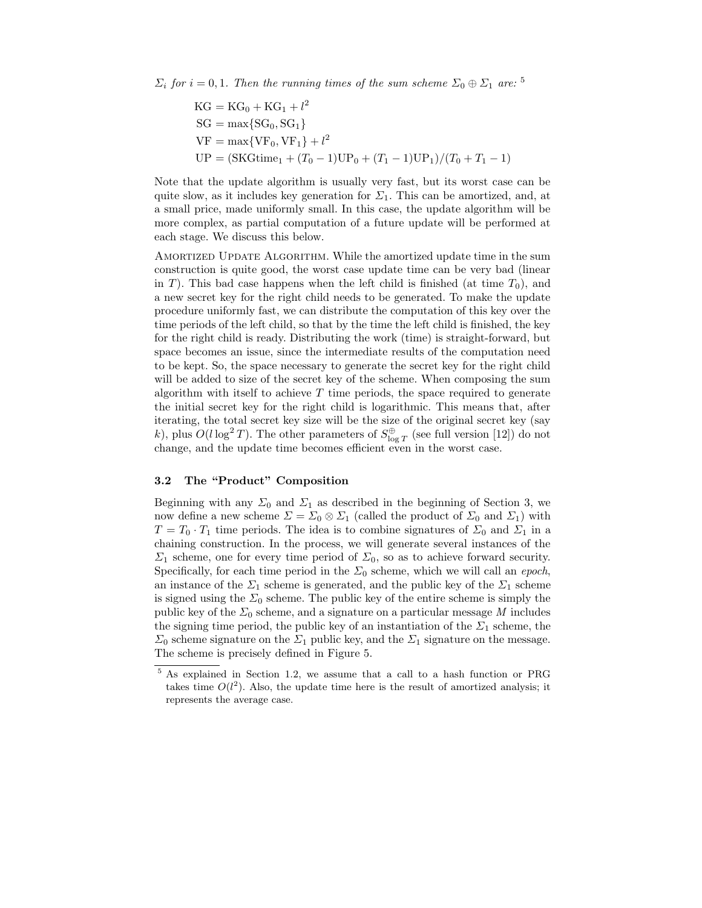$\Sigma_i$ *for* $i = 0, 1$. *Then the running times of the sum scheme* $\Sigma_0 \oplus \Sigma_1$ *are:* [5]

$$
\begin{aligned}
\mathrm{KG} &= \mathrm{KG}_0 + \mathrm{KG}_1 + l^2 \\
\mathrm{SG} &= \max\{\mathrm{SG}_0, \mathrm{SG}_1\} \\
\mathrm{VF} &= \max\{\mathrm{VF}_0, \mathrm{VF}_1\} + l^2 \\
\mathrm{UP} &= (\mathrm{SKGtime}_1 + (T_0 - 1)\mathrm{UP}_0 + (T_1 - 1)\mathrm{UP}_1)/(T_0 + T_1 - 1)
\end{aligned}
$$

Note that the update algorithm is usually very fast, but its worst case can be quite slow, as it includes key generation for $\Sigma_1$. This can be amortized, and, at a small price, made uniformly small. In this case, the update algorithm will be more complex, as partial computation of a future update will be performed at each stage. We discuss this below.

Amortized Update Algorithm. While the amortized update time in the sum construction is quite good, the worst case update time can be very bad (linear in $T$). This bad case happens when the left child is finished (at time $T_0$), and a new secret key for the right child needs to be generated. To make the update procedure uniformly fast, we can distribute the computation of this key over the time periods of the left child, so that by the time the left child is finished, the key for the right child is ready. Distributing the work (time) is straight-forward, but space becomes an issue, since the intermediate results of the computation need to be kept. So, the space necessary to generate the secret key for the right child will be added to size of the secret key of the scheme. When composing the sum algorithm with itself to achieve $T$ time periods, the space required to generate the initial secret key for the right child is logarithmic. This means that, after iterating, the total secret key size will be the size of the original secret key (say $k$), plus $O(l \log^2 T)$. The other parameters of $S^{\oplus}_{\log T}$ (see full version [12]) do not change, and the update time becomes efficient even in the worst case.

### 3.2 The "Product" Composition

Beginning with any $\Sigma_0$ and $\Sigma_1$ as described in the beginning of Section 3, we now define a new scheme $\Sigma = \Sigma_0 \otimes \Sigma_1$ (called the product of $\Sigma_0$ and $\Sigma_1$) with $T = T_0 \cdot T_1$ time periods. The idea is to combine signatures of $\Sigma_0$ and $\Sigma_1$ in a chaining construction. In the process, we will generate several instances of the $\Sigma_1$ scheme, one for every time period of $\Sigma_0$, so as to achieve forward security. Specifically, for each time period in the $\Sigma_0$ scheme, which we will call an *epoch*, an instance of the $\Sigma_1$ scheme is generated, and the public key of the $\Sigma_1$ scheme is signed using the $\Sigma_0$ scheme. The public key of the entire scheme is simply the public key of the $\Sigma_0$ scheme, and a signature on a particular message $M$ includes the signing time period, the public key of an instantiation of the $\Sigma_1$ scheme, the $\Sigma_0$ scheme signature on the $\Sigma_1$ public key, and the $\Sigma_1$ signature on the message. The scheme is precisely defined in Figure 5.

[5] As explained in Section 1.2, we assume that a call to a hash function or PRG takes time $O(l^2)$. Also, the update time here is the result of amortized analysis; it represents the average case.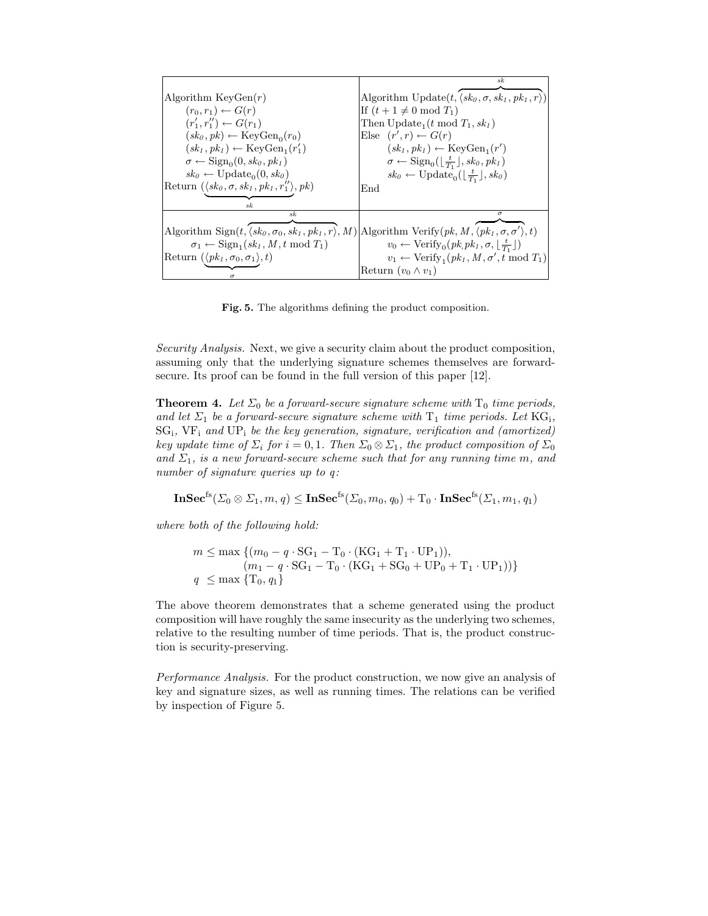| | |
|---|---|
| Algorithm KeyGen$(r)$<br>$(r_0, r_1) \leftarrow G(r)$<br>$(r'_1, r''_1) \leftarrow G(r_1)$<br>$(sk_0, pk) \leftarrow \text{KeyGen}_0(r_0)$<br>$(sk_1, pk_1) \leftarrow \text{KeyGen}_1(r'_1)$<br>$\sigma \leftarrow \text{Sign}_0(0, sk_0, pk_1)$<br>$sk_0 \leftarrow \text{Update}_0(0, sk_0)$<br>Return $(\underbrace{\langle sk_0, \sigma, sk_1, pk_1, r''_1 \rangle}_{sk}, pk)$ | Algorithm Update$(t, \overbrace{\langle sk_0, \sigma, sk_1, pk_1, r \rangle}^{sk})$<br>If $(t+1 \neq 0 \bmod T_1)$<br>Then $\text{Update}_1(t \bmod T_1, sk_1)$<br>Else $(r', r) \leftarrow G(r)$<br>$(sk_1, pk_1) \leftarrow \text{KeyGen}_1(r')$<br>$\sigma \leftarrow \text{Sign}_0(\lfloor \frac{t}{T_1} \rfloor, sk_0, pk_1)$<br>$sk_0 \leftarrow \text{Update}_0(\lfloor \frac{t}{T_1} \rfloor, sk_0)$<br>End |
| Algorithm Sign$(t, \overbrace{\langle sk_0, \sigma_0, sk_1, pk_1, r \rangle}^{sk}, M)$<br>$\sigma_1 \leftarrow \text{Sign}_1(sk_1, M, t \bmod T_1)$<br>Return $(\underbrace{\langle pk_1, \sigma_0, \sigma_1 \rangle}_{\sigma}, t)$ | Algorithm Verify$(pk, M, \overbrace{\langle pk_1, \sigma, \sigma' \rangle}^{\sigma}, t)$<br>$v_0 \leftarrow \text{Verify}_0(pk, pk_1, \sigma, \lfloor \frac{t}{T_1} \rfloor)$<br>$v_1 \leftarrow \text{Verify}_1(pk_1, M, \sigma', t \bmod T_1)$<br>Return $(v_0 \wedge v_1)$ |

**Fig. 5.** The algorithms defining the product composition.

*Security Analysis.* Next, we give a security claim about the product composition, assuming only that the underlying signature schemes themselves are forward-secure. Its proof can be found in the full version of this paper [12].

**Theorem 4.** *Let $\Sigma_0$ be a forward-secure signature scheme with $\mathrm{T}_0$ time periods, and let $\Sigma_1$ be a forward-secure signature scheme with $\mathrm{T}_1$ time periods. Let $\mathrm{KG_i}$, $\mathrm{SG_i}$, $\mathrm{VF_i}$ and $\mathrm{UP_i}$ be the key generation, signature, verification and (amortized) key update time of $\Sigma_i$ for $i = 0, 1$. Then $\Sigma_0 \otimes \Sigma_1$, the product composition of $\Sigma_0$ and $\Sigma_1$, is a new forward-secure scheme such that for any running time $m$, and number of signature queries up to $q$:*

$$\mathbf{InSec}^{\mathrm{fs}}(\Sigma_0 \otimes \Sigma_1, m, q) \le \mathbf{InSec}^{\mathrm{fs}}(\Sigma_0, m_0, q_0) + \mathrm{T}_0 \cdot \mathbf{InSec}^{\mathrm{fs}}(\Sigma_1, m_1, q_1)$$

*where both of the following hold:*

$$\begin{aligned} m &\le \max \{(m_0 - q \cdot \mathrm{SG}_1 - \mathrm{T}_0 \cdot (\mathrm{KG}_1 + \mathrm{T}_1 \cdot \mathrm{UP}_1)), \\ &\qquad (m_1 - q \cdot \mathrm{SG}_1 - \mathrm{T}_0 \cdot (\mathrm{KG}_1 + \mathrm{SG}_0 + \mathrm{UP}_0 + \mathrm{T}_1 \cdot \mathrm{UP}_1))\} \\ q &\le \max \{\mathrm{T}_0, q_1\} \end{aligned}$$

The above theorem demonstrates that a scheme generated using the product composition will have roughly the same insecurity as the underlying two schemes, relative to the resulting number of time periods. That is, the product construction is security-preserving.

*Performance Analysis.* For the product construction, we now give an analysis of key and signature sizes, as well as running times. The relations can be verified by inspection of Figure 5.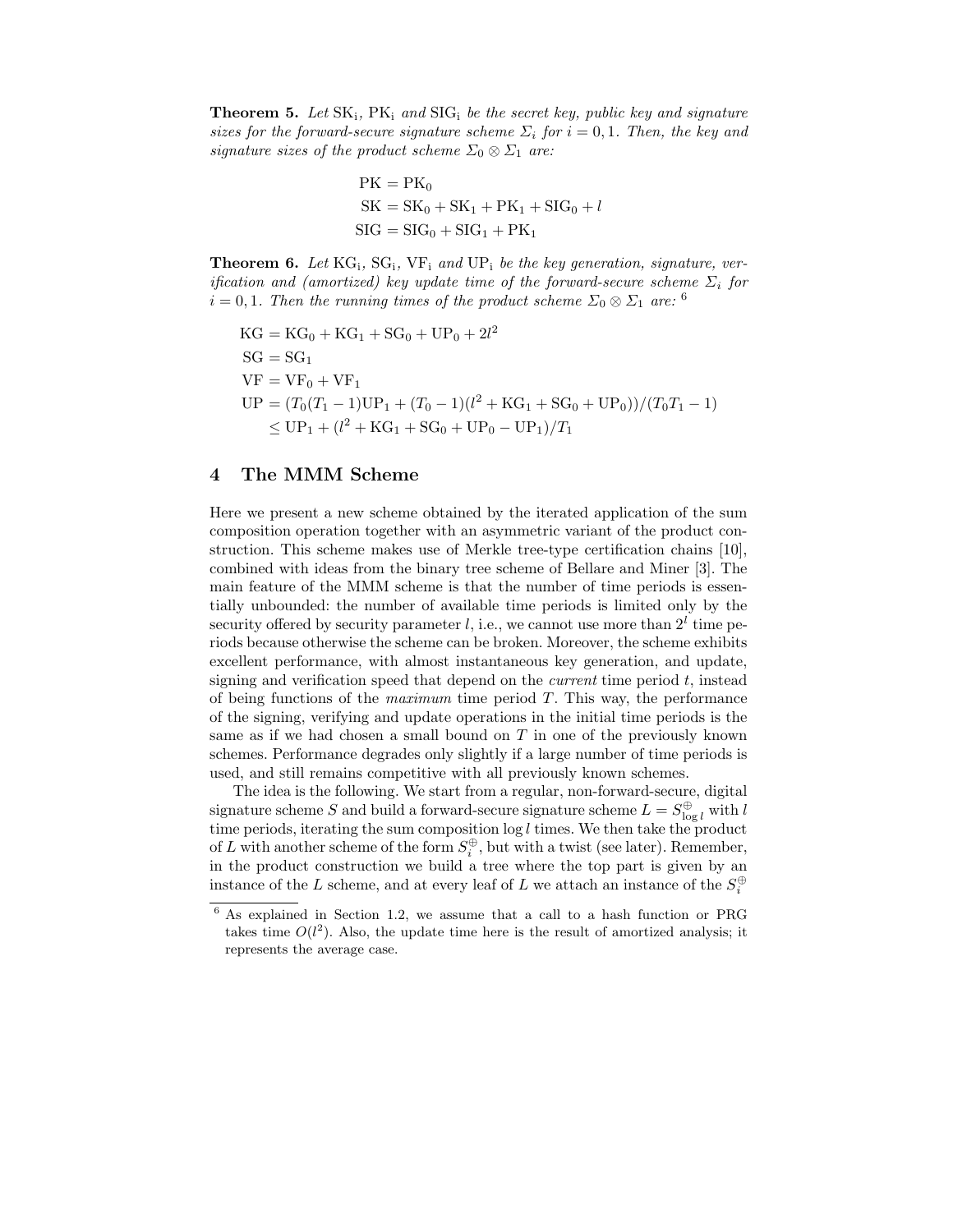**Theorem 5.** *Let* $\mathrm{SK_i}$*,* $\mathrm{PK_i}$ *and* $\mathrm{SIG_i}$ *be the secret key, public key and signature sizes for the forward-secure signature scheme* $\Sigma_i$ *for* $i = 0, 1$*. Then, the key and signature sizes of the product scheme* $\Sigma_0 \otimes \Sigma_1$ *are:*

$$
\begin{aligned}
\mathrm{PK} &= \mathrm{PK_0} \\
\mathrm{SK} &= \mathrm{SK_0} + \mathrm{SK_1} + \mathrm{PK_1} + \mathrm{SIG_0} + l \\
\mathrm{SIG} &= \mathrm{SIG_0} + \mathrm{SIG_1} + \mathrm{PK_1}
\end{aligned}
$$

**Theorem 6.** *Let* $\mathrm{KG_i}$*,* $\mathrm{SG_i}$*,* $\mathrm{VF_i}$ *and* $\mathrm{UP_i}$ *be the key generation, signature, verification and (amortized) key update time of the forward-secure scheme* $\Sigma_i$ *for* $i = 0, 1$*. Then the running times of the product scheme* $\Sigma_0 \otimes \Sigma_1$ *are:* [6]

$$
\begin{aligned}
\mathrm{KG} &= \mathrm{KG_0} + \mathrm{KG_1} + \mathrm{SG_0} + \mathrm{UP_0} + 2l^2 \\
\mathrm{SG} &= \mathrm{SG_1} \\
\mathrm{VF} &= \mathrm{VF_0} + \mathrm{VF_1} \\
\mathrm{UP} &= (T_0(T_1 - 1)\mathrm{UP_1} + (T_0 - 1)(l^2 + \mathrm{KG_1} + \mathrm{SG_0} + \mathrm{UP_0}))/(T_0 T_1 - 1) \\
&\leq \mathrm{UP_1} + (l^2 + \mathrm{KG_1} + \mathrm{SG_0} + \mathrm{UP_0} - \mathrm{UP_1})/T_1
\end{aligned}
$$

## 4 The MMM Scheme

Here we present a new scheme obtained by the iterated application of the sum composition operation together with an asymmetric variant of the product construction. This scheme makes use of Merkle tree-type certification chains [10], combined with ideas from the binary tree scheme of Bellare and Miner [3]. The main feature of the MMM scheme is that the number of time periods is essentially unbounded: the number of available time periods is limited only by the security offered by security parameter $l$, i.e., we cannot use more than $2^l$ time periods because otherwise the scheme can be broken. Moreover, the scheme exhibits excellent performance, with almost instantaneous key generation, and update, signing and verification speed that depend on the *current* time period $t$, instead of being functions of the *maximum* time period $T$. This way, the performance of the signing, verifying and update operations in the initial time periods is the same as if we had chosen a small bound on $T$ in one of the previously known schemes. Performance degrades only slightly if a large number of time periods is used, and still remains competitive with all previously known schemes.

The idea is the following. We start from a regular, non-forward-secure, digital signature scheme $S$ and build a forward-secure signature scheme $L = S^{\oplus}_{\log l}$ with $l$ time periods, iterating the sum composition $\log l$ times. We then take the product of $L$ with another scheme of the form $S^{\oplus}_{i}$, but with a twist (see later). Remember, in the product construction we build a tree where the top part is given by an instance of the $L$ scheme, and at every leaf of $L$ we attach an instance of the $S^{\oplus}_{i}$

[6] As explained in Section 1.2, we assume that a call to a hash function or PRG takes time $O(l^2)$. Also, the update time here is the result of amortized analysis; it represents the average case.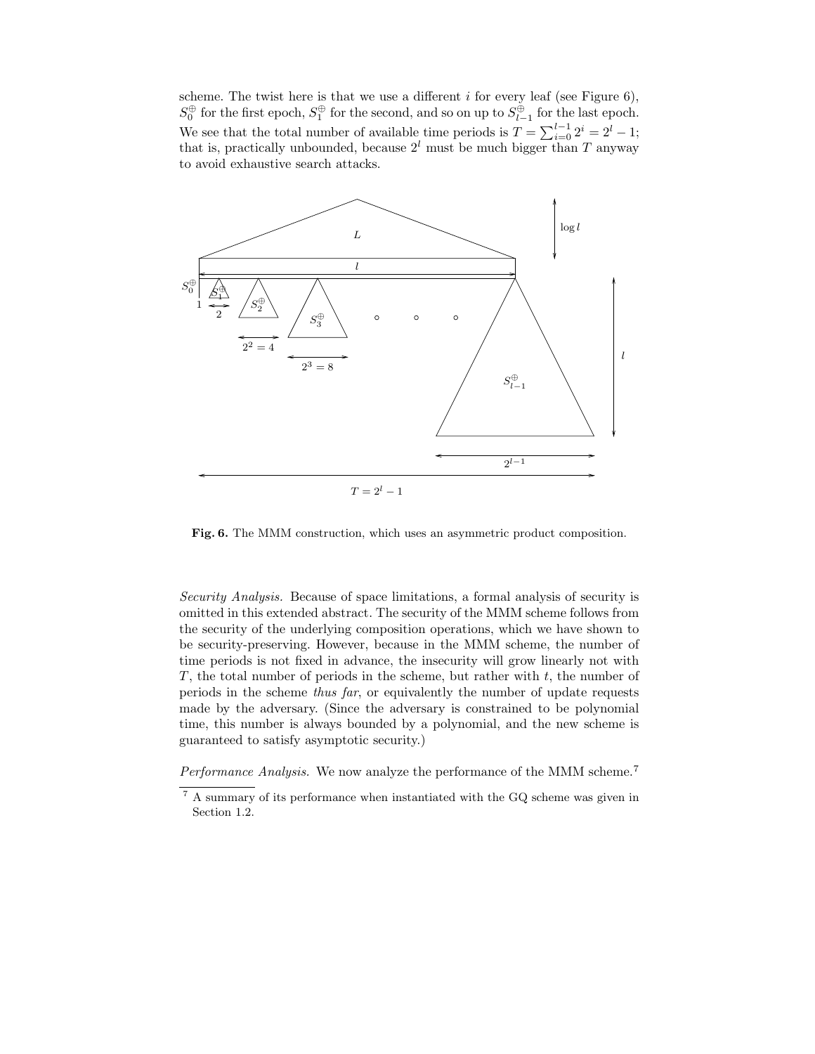scheme. The twist here is that we use a different $i$ for every leaf (see Figure 6), $S_0^\oplus$ for the first epoch, $S_1^\oplus$ for the second, and so on up to $S_{l-1}^\oplus$ for the last epoch. We see that the total number of available time periods is $T = \sum_{i=0}^{l-1} 2^i = 2^l - 1$; that is, practically unbounded, because $2^l$ must be much bigger than $T$ anyway to avoid exhaustive search attacks.

$L$

$\log l$

$l$

$S_0^\oplus$

$S_1^\oplus$

$S_2^\oplus$

$S_3^\oplus$

$S_{l-1}^\oplus$

1

2

$2^2 = 4$

$2^3 = 8$

$l$

$2^{l-1}$

$T = 2^l - 1$

**Fig. 6.** The MMM construction, which uses an asymmetric product composition.

*Security Analysis.* Because of space limitations, a formal analysis of security is omitted in this extended abstract. The security of the MMM scheme follows from the security of the underlying composition operations, which we have shown to be security-preserving. However, because in the MMM scheme, the number of time periods is not fixed in advance, the insecurity will grow linearly not with $T$, the total number of periods in the scheme, but rather with $t$, the number of periods in the scheme *thus far*, or equivalently the number of update requests made by the adversary. (Since the adversary is constrained to be polynomial time, this number is always bounded by a polynomial, and the new scheme is guaranteed to satisfy asymptotic security.)

*Performance Analysis.* We now analyze the performance of the MMM scheme.[7]

[7] A summary of its performance when instantiated with the GQ scheme was given in Section 1.2.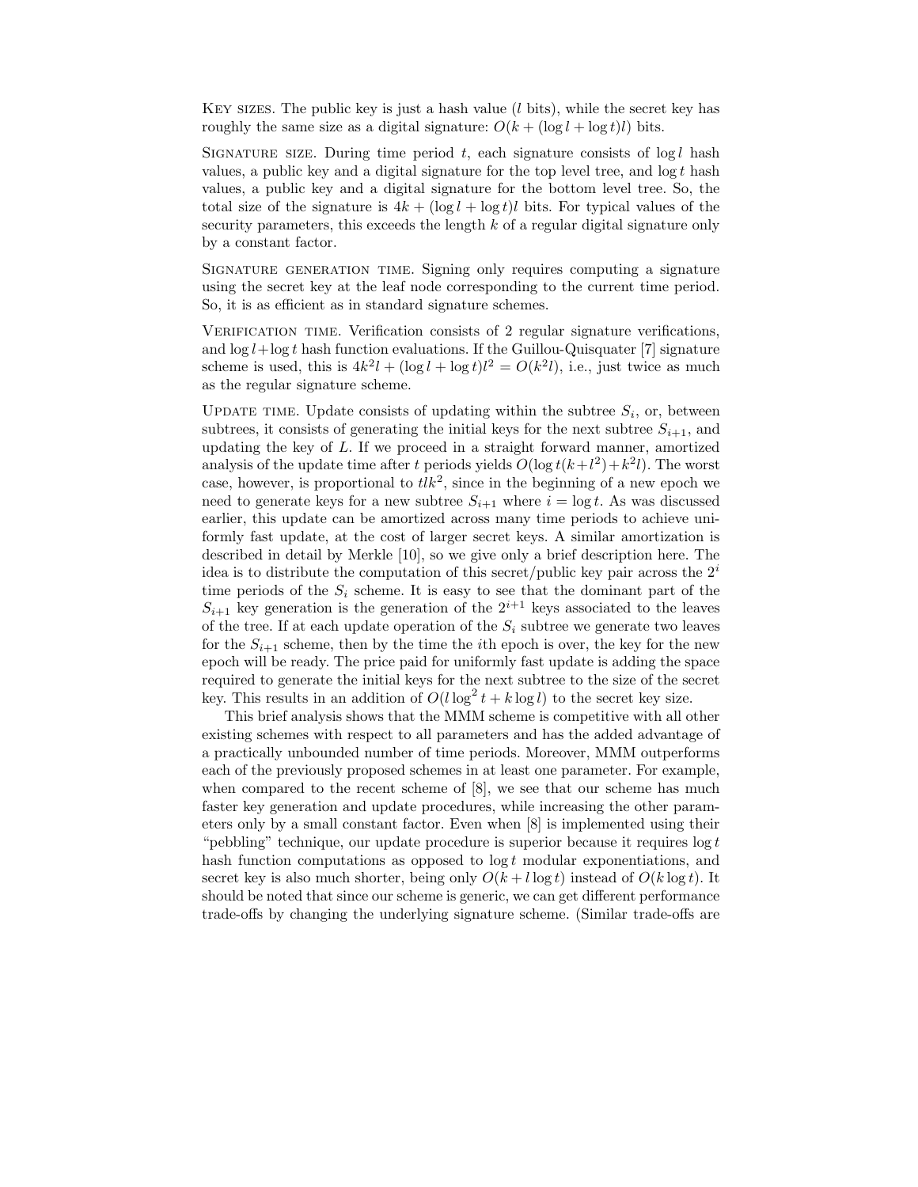Key sizes. The public key is just a hash value ($l$ bits), while the secret key has roughly the same size as a digital signature: $O(k + (\log l + \log t)l)$ bits.

Signature size. During time period $t$, each signature consists of $\log l$ hash values, a public key and a digital signature for the top level tree, and $\log t$ hash values, a public key and a digital signature for the bottom level tree. So, the total size of the signature is $4k + (\log l + \log t)l$ bits. For typical values of the security parameters, this exceeds the length $k$ of a regular digital signature only by a constant factor.

Signature generation time. Signing only requires computing a signature using the secret key at the leaf node corresponding to the current time period. So, it is as efficient as in standard signature schemes.

Verification time. Verification consists of 2 regular signature verifications, and $\log l + \log t$ hash function evaluations. If the Guillou-Quisquater [7] signature scheme is used, this is $4k^2 l + (\log l + \log t)l^2 = O(k^2 l)$, i.e., just twice as much as the regular signature scheme.

Update time. Update consists of updating within the subtree $S_i$, or, between subtrees, it consists of generating the initial keys for the next subtree $S_{i+1}$, and updating the key of $L$. If we proceed in a straight forward manner, amortized analysis of the update time after $t$ periods yields $O(\log t(k+l^2)+k^2 l)$. The worst case, however, is proportional to $tlk^2$, since in the beginning of a new epoch we need to generate keys for a new subtree $S_{i+1}$ where $i = \log t$. As was discussed earlier, this update can be amortized across many time periods to achieve uniformly fast update, at the cost of larger secret keys. A similar amortization is described in detail by Merkle [10], so we give only a brief description here. The idea is to distribute the computation of this secret/public key pair across the $2^i$ time periods of the $S_i$ scheme. It is easy to see that the dominant part of the $S_{i+1}$ key generation is the generation of the $2^{i+1}$ keys associated to the leaves of the tree. If at each update operation of the $S_i$ subtree we generate two leaves for the $S_{i+1}$ scheme, then by the time the $i$th epoch is over, the key for the new epoch will be ready. The price paid for uniformly fast update is adding the space required to generate the initial keys for the next subtree to the size of the secret key. This results in an addition of $O(l \log^2 t + k \log l)$ to the secret key size.

This brief analysis shows that the MMM scheme is competitive with all other existing schemes with respect to all parameters and has the added advantage of a practically unbounded number of time periods. Moreover, MMM outperforms each of the previously proposed schemes in at least one parameter. For example, when compared to the recent scheme of [8], we see that our scheme has much faster key generation and update procedures, while increasing the other parameters only by a small constant factor. Even when [8] is implemented using their "pebbling" technique, our update procedure is superior because it requires $\log t$ hash function computations as opposed to $\log t$ modular exponentiations, and secret key is also much shorter, being only $O(k + l \log t)$ instead of $O(k \log t)$. It should be noted that since our scheme is generic, we can get different performance trade-offs by changing the underlying signature scheme. (Similar trade-offs are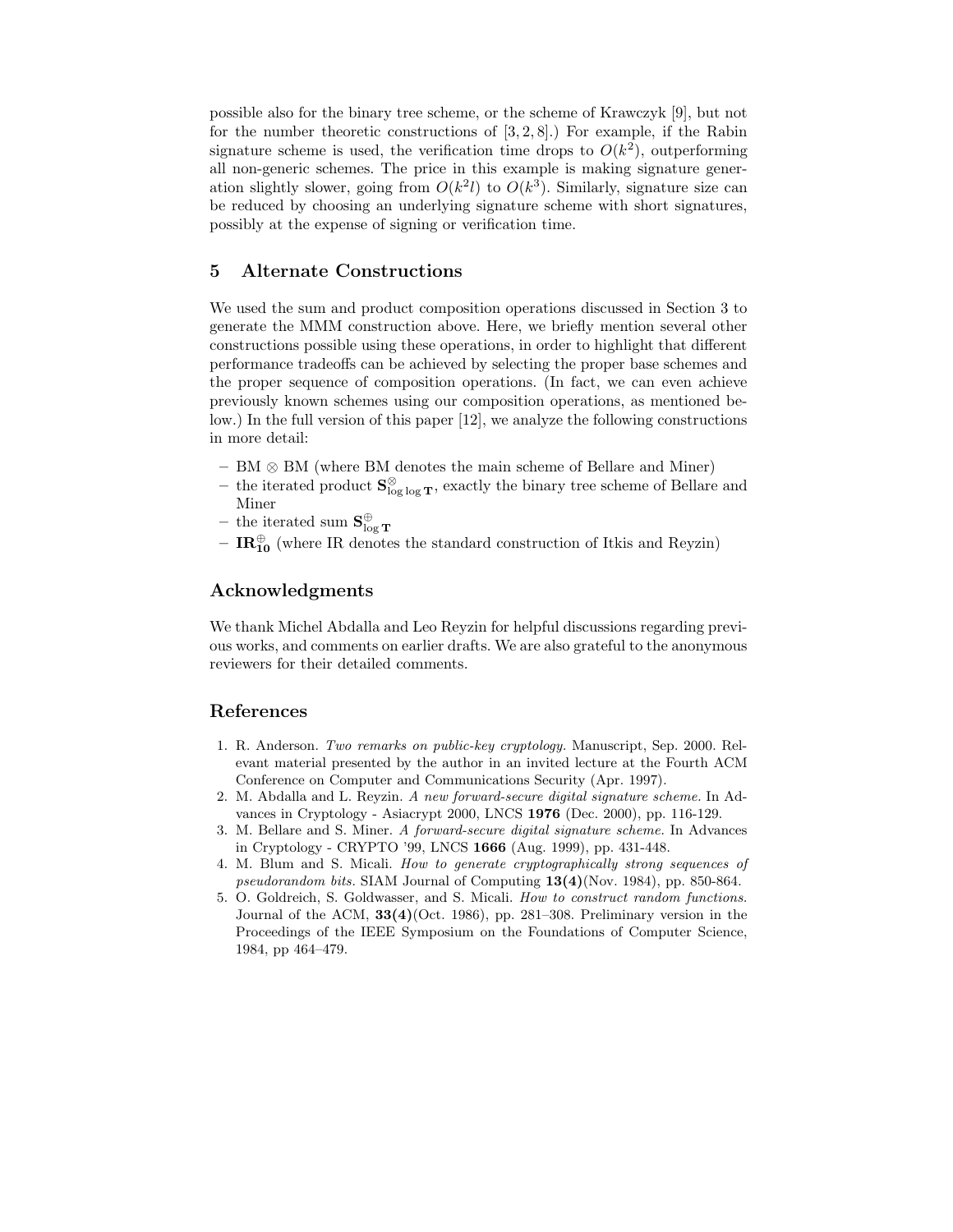possible also for the binary tree scheme, or the scheme of Krawczyk [9], but not for the number theoretic constructions of [3, 2, 8].) For example, if the Rabin signature scheme is used, the verification time drops to $O(k^2)$, outperforming all non-generic schemes. The price in this example is making signature generation slightly slower, going from $O(k^2 l)$ to $O(k^3)$. Similarly, signature size can be reduced by choosing an underlying signature scheme with short signatures, possibly at the expense of signing or verification time.

## 5 Alternate Constructions

We used the sum and product composition operations discussed in Section 3 to generate the MMM construction above. Here, we briefly mention several other constructions possible using these operations, in order to highlight that different performance tradeoffs can be achieved by selecting the proper base schemes and the proper sequence of composition operations. (In fact, we can even achieve previously known schemes using our composition operations, as mentioned below.) In the full version of this paper [12], we analyze the following constructions in more detail:

- BM $\otimes$ BM (where BM denotes the main scheme of Bellare and Miner)
- the iterated product $\mathbf{S}^{\otimes}_{\log \log \mathbf{T}}$, exactly the binary tree scheme of Bellare and Miner
- the iterated sum $\mathbf{S}^{\oplus}_{\log \mathbf{T}}$
- $\mathbf{IR}^{\oplus}_{\mathbf{10}}$ (where IR denotes the standard construction of Itkis and Reyzin)

## Acknowledgments

We thank Michel Abdalla and Leo Reyzin for helpful discussions regarding previous works, and comments on earlier drafts. We are also grateful to the anonymous reviewers for their detailed comments.

## References

1. R. Anderson. *Two remarks on public-key cryptology.* Manuscript, Sep. 2000. Relevant material presented by the author in an invited lecture at the Fourth ACM Conference on Computer and Communications Security (Apr. 1997).
2. M. Abdalla and L. Reyzin. *A new forward-secure digital signature scheme.* In Advances in Cryptology - Asiacrypt 2000, LNCS **1976** (Dec. 2000), pp. 116-129.
3. M. Bellare and S. Miner. *A forward-secure digital signature scheme.* In Advances in Cryptology - CRYPTO '99, LNCS **1666** (Aug. 1999), pp. 431-448.
4. M. Blum and S. Micali. *How to generate cryptographically strong sequences of pseudorandom bits.* SIAM Journal of Computing **13(4)**(Nov. 1984), pp. 850-864.
5. O. Goldreich, S. Goldwasser, and S. Micali. *How to construct random functions.* Journal of the ACM, **33(4)**(Oct. 1986), pp. 281–308. Preliminary version in the Proceedings of the IEEE Symposium on the Foundations of Computer Science, 1984, pp 464–479.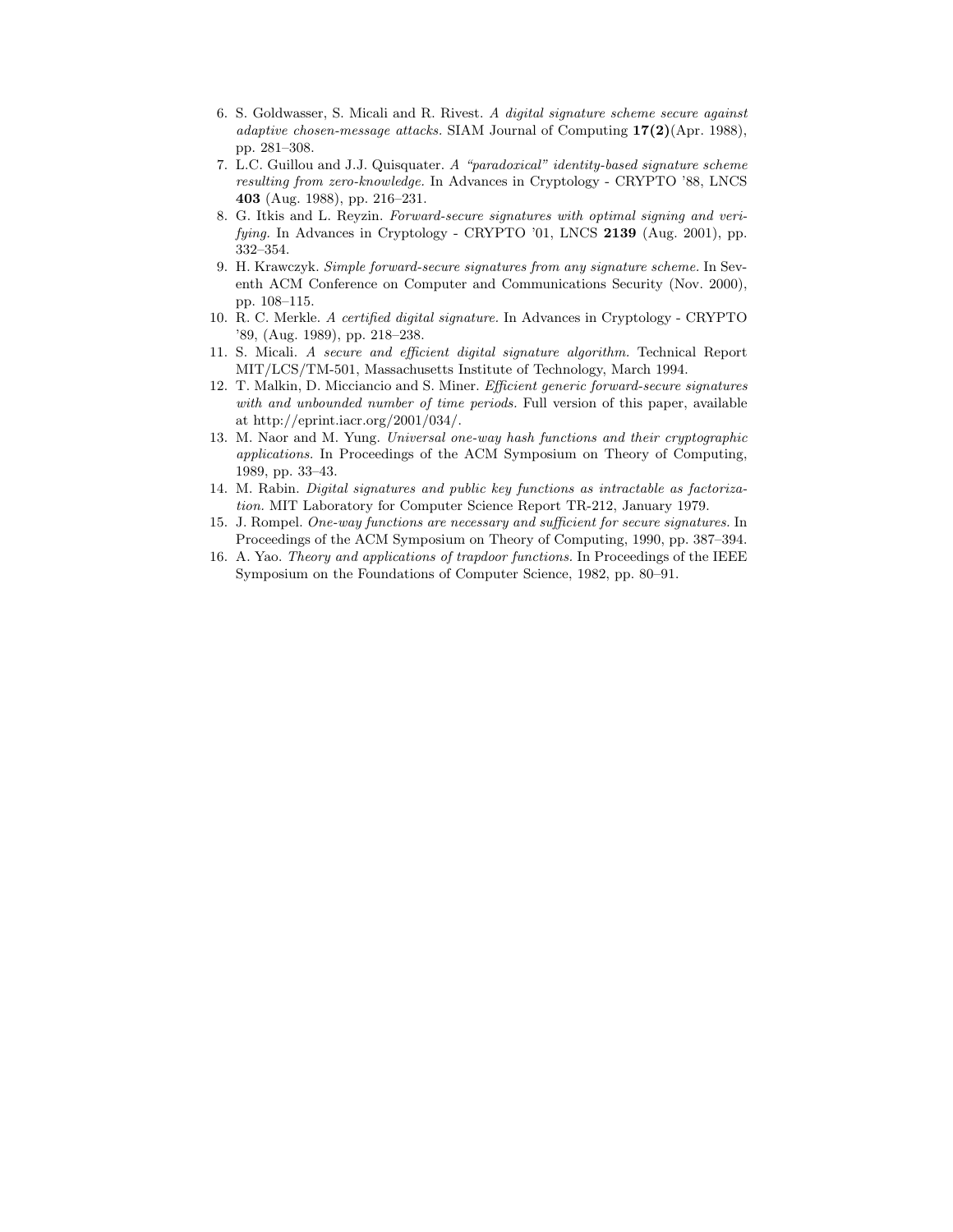6. S. Goldwasser, S. Micali and R. Rivest. *A digital signature scheme secure against adaptive chosen-message attacks.* SIAM Journal of Computing **17(2)**(Apr. 1988), pp. 281–308.
7. L.C. Guillou and J.J. Quisquater. *A "paradoxical" identity-based signature scheme resulting from zero-knowledge.* In Advances in Cryptology - CRYPTO '88, LNCS **403** (Aug. 1988), pp. 216–231.
8. G. Itkis and L. Reyzin. *Forward-secure signatures with optimal signing and verifying.* In Advances in Cryptology - CRYPTO '01, LNCS **2139** (Aug. 2001), pp. 332–354.
9. H. Krawczyk. *Simple forward-secure signatures from any signature scheme.* In Seventh ACM Conference on Computer and Communications Security (Nov. 2000), pp. 108–115.
10. R. C. Merkle. *A certified digital signature.* In Advances in Cryptology - CRYPTO '89, (Aug. 1989), pp. 218–238.
11. S. Micali. *A secure and efficient digital signature algorithm.* Technical Report MIT/LCS/TM-501, Massachusetts Institute of Technology, March 1994.
12. T. Malkin, D. Micciancio and S. Miner. *Efficient generic forward-secure signatures with and unbounded number of time periods.* Full version of this paper, available at http://eprint.iacr.org/2001/034/.
13. M. Naor and M. Yung. *Universal one-way hash functions and their cryptographic applications.* In Proceedings of the ACM Symposium on Theory of Computing, 1989, pp. 33–43.
14. M. Rabin. *Digital signatures and public key functions as intractable as factorization.* MIT Laboratory for Computer Science Report TR-212, January 1979.
15. J. Rompel. *One-way functions are necessary and sufficient for secure signatures.* In Proceedings of the ACM Symposium on Theory of Computing, 1990, pp. 387–394.
16. A. Yao. *Theory and applications of trapdoor functions.* In Proceedings of the IEEE Symposium on the Foundations of Computer Science, 1982, pp. 80–91.